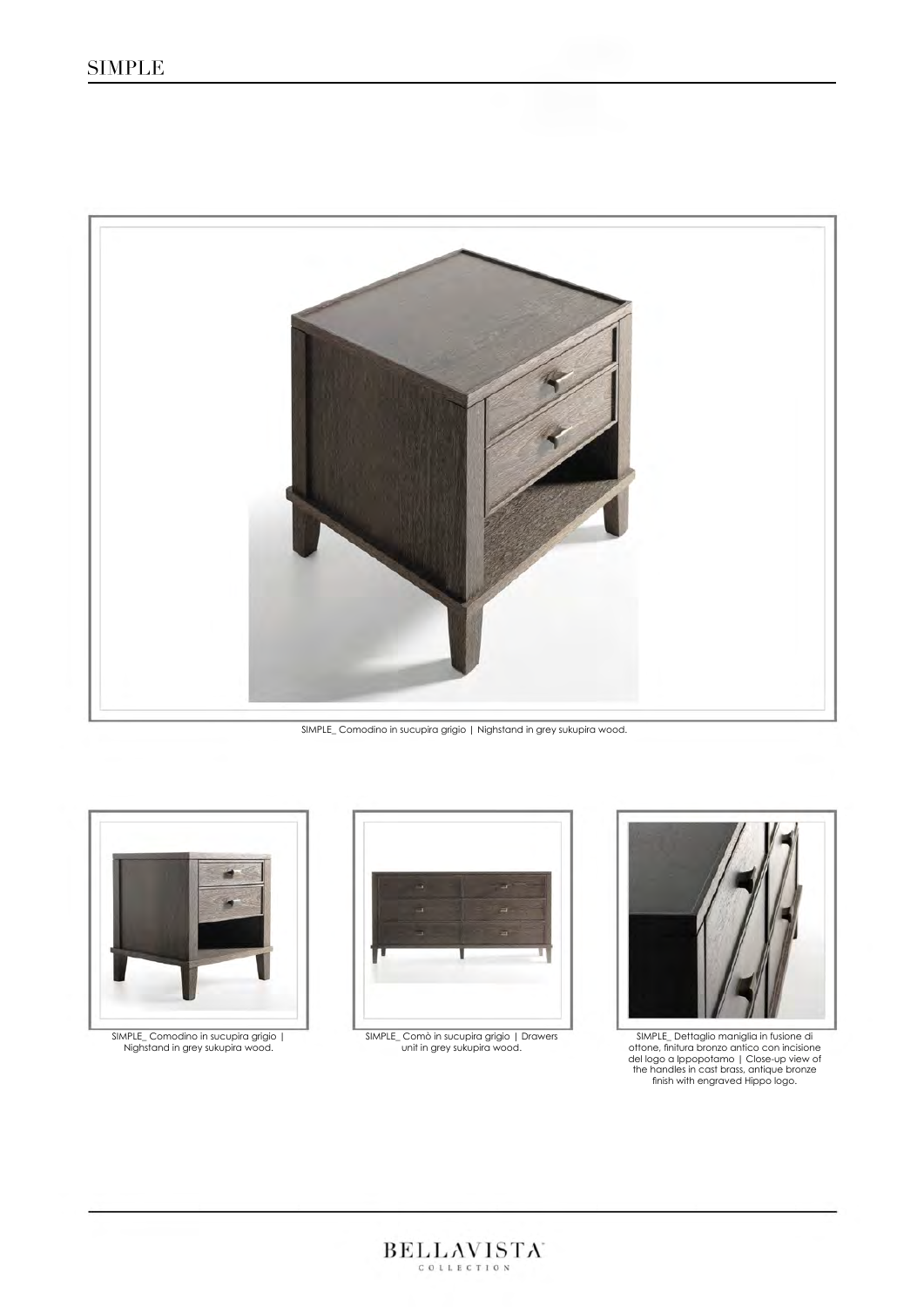# SIMPLE

SIMPLE_ Comodino in sucupira grigio | Nighstand in grey sukupira wood.

SIMPLE_ Comodino in sucupira grigio | Nighstand in grey sukupira wood.

SIMPLE_ Comò in sucupira grigio | Drawers unit in grey sukupira wood.

SIMPLE_ Dettaglio maniglia in fusione di ottone, finitura bronzo antico con incisione del logo a Ippopotamo | Close-up view of the handles in cast brass, antique bronze finish with engraved Hippo logo.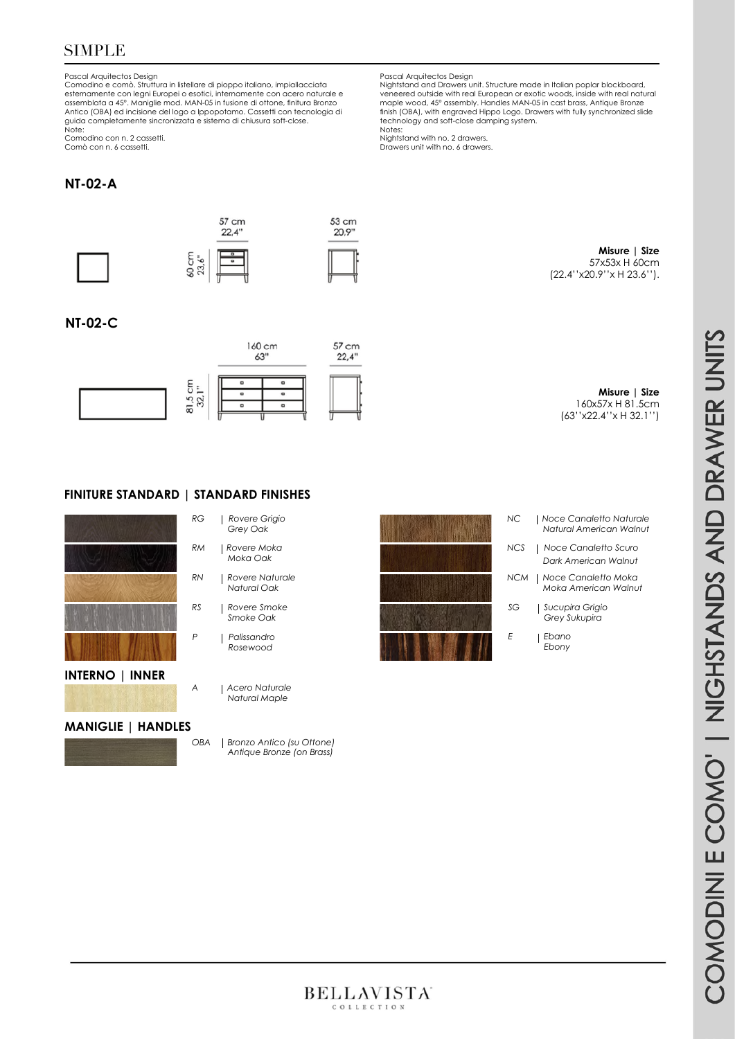# SIMPLE

Pascal Arquitectos Design
Comodino e comò. Struttura in listellare di pioppo italiano, impiallacciata esternamente con legni Europei o esotici, internamente con acero naturale e assemblata a 45°. Maniglie mod. MAN-05 in fusione di ottone, finitura Bronzo Antico (OBA) ed incisione del logo a Ippopotamo. Cassetti con tecnologia di guida completamente sincronizzata e sistema di chiusura soft-close.
Note:
Comodino con n. 2 cassetti.
Comò con n. 6 cassetti.

Pascal Arquitectos Design
Nightstand and Drawers unit. Structure made in Italian poplar blockboard, veneered outside with real European or exotic woods, inside with real natural maple wood, 45° assembly. Handles MAN-05 in cast brass, Antique Bronze finish (OBA), with engraved Hippo Logo. Drawers with fully synchronized slide technology and soft-close damping system.
Notes:
Nightstand with no. 2 drawers.
Drawers unit with no. 6 drawers.

## NT-02-A

57 cm
22,4"

53 cm
20,9"

60 cm
23,6"

**Misure | Size**
57x53x H 60cm
(22.4''x20.9''x H 23.6'').

## NT-02-C

160 cm
63"

57 cm
22,4"

81,5 cm
32,1"

**Misure | Size**
160x57x H 81.5cm
(63''x22.4''x H 32.1'')

## FINITURE STANDARD | STANDARD FINISHES

| | | |
|---|---|---|
| RG | *Rovere Grigio* | *Grey Oak* |
| RM | *Rovere Moka* | *Moka Oak* |
| RN | *Rovere Naturale* | *Natural Oak* |
| RS | *Rovere Smoke* | *Smoke Oak* |
| P | *Palissandro* | *Rosewood* |
| NC | *Noce Canaletto Naturale* | *Natural American Walnut* |
| NCS | *Noce Canaletto Scuro* | *Dark American Walnut* |
| NCM | *Noce Canaletto Moka* | *Moka American Walnut* |
| SG | *Sucupira Grigio* | *Grey Sukupira* |
| E | *Ebano* | *Ebony* |

## INTERNO | INNER

| | | |
|---|---|---|
| A | *Acero Naturale* | *Natural Maple* |

## MANIGLIE | HANDLES

| | | |
|---|---|---|
| OBA | *Bronzo Antico (su Ottone)* | *Antique Bronze (on Brass)* |

COMODINI E COMO' | NIGHTSTANDS AND DRAWER UNITS

BELLAVISTA COLLECTION